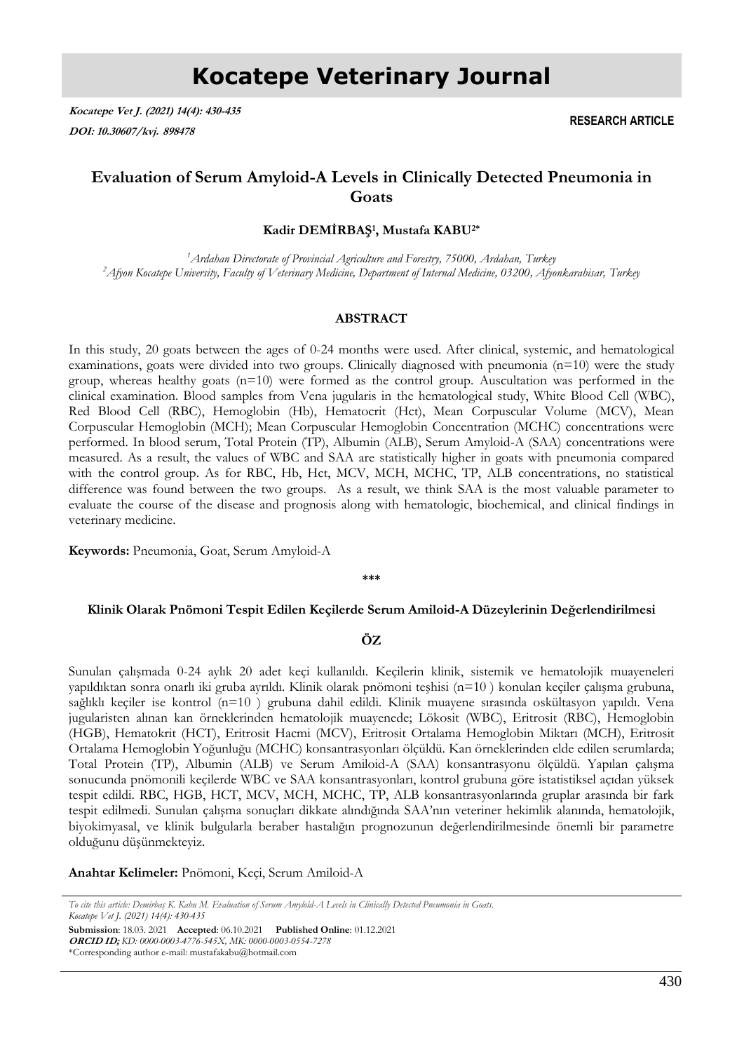# Kocatepe Veterinary Journal

***Kocatepe Vet J. (2021) 14(4): 430-435***
***DOI: 10.30607/kvj. 898478***

**RESEARCH ARTICLE**

## Evaluation of Serum Amyloid-A Levels in Clinically Detected Pneumonia in Goats

**Kadir DEMİRBAŞ[1], Mustafa KABU[2]***

*[1]Ardahan Directorate of Provincial Agriculture and Forestry, 75000, Ardahan, Turkey*
*[2]Afyon Kocatepe University, Faculty of Veterinary Medicine, Department of Internal Medicine, 03200, Afyonkarahisar, Turkey*

### ABSTRACT

In this study, 20 goats between the ages of 0-24 months were used. After clinical, systemic, and hematological examinations, goats were divided into two groups. Clinically diagnosed with pneumonia (n=10) were the study group, whereas healthy goats (n=10) were formed as the control group. Auscultation was performed in the clinical examination. Blood samples from Vena jugularis in the hematological study, White Blood Cell (WBC), Red Blood Cell (RBC), Hemoglobin (Hb), Hematocrit (Hct), Mean Corpuscular Volume (MCV), Mean Corpuscular Hemoglobin (MCH); Mean Corpuscular Hemoglobin Concentration (MCHC) concentrations were performed. In blood serum, Total Protein (TP), Albumin (ALB), Serum Amyloid-A (SAA) concentrations were measured. As a result, the values of WBC and SAA are statistically higher in goats with pneumonia compared with the control group. As for RBC, Hb, Hct, MCV, MCH, MCHC, TP, ALB concentrations, no statistical difference was found between the two groups. As a result, we think SAA is the most valuable parameter to evaluate the course of the disease and prognosis along with hematologic, biochemical, and clinical findings in veterinary medicine.

**Keywords:** Pneumonia, Goat, Serum Amyloid-A

\*\*\*

### Klinik Olarak Pnömoni Tespit Edilen Keçilerde Serum Amiloid-A Düzeylerinin Değerlendirilmesi

### ÖZ

Sunulan çalışmada 0-24 aylık 20 adet keçi kullanıldı. Keçilerin klinik, sistemik ve hematolojik muayeneleri yapıldıktan sonra onarlı iki gruba ayrıldı. Klinik olarak pnömoni teşhisi (n=10 ) konulan keçiler çalışma grubuna, sağlıklı keçiler ise kontrol (n=10 ) grubuna dahil edildi. Klinik muayene sırasında oskültasyon yapıldı. Vena jugularisten alınan kan örneklerinden hematolojik muayenede; Lökosit (WBC), Eritrosit (RBC), Hemoglobin (HGB), Hematokrit (HCT), Eritrosit Hacmi (MCV), Eritrosit Ortalama Hemoglobin Miktarı (MCH), Eritrosit Ortalama Hemoglobin Yoğunluğu (MCHC) konsantrasyonları ölçüldü. Kan örneklerinden elde edilen serumlarda; Total Protein (TP), Albumin (ALB) ve Serum Amiloid-A (SAA) konsantrasyonu ölçüldü. Yapılan çalışma sonucunda pnömonili keçilerde WBC ve SAA konsantrasyonları, kontrol grubuna göre istatistiksel açıdan yüksek tespit edildi. RBC, HGB, HCT, MCV, MCH, MCHC, TP, ALB konsantrasyonlarında gruplar arasında bir fark tespit edilmedi. Sunulan çalışma sonuçları dikkate alındığında SAA'nın veteriner hekimlik alanında, hematolojik, biyokimyasal, ve klinik bulgularla beraber hastalığın prognozunun değerlendirilmesinde önemli bir parametre olduğunu düşünmekteyiz.

**Anahtar Kelimeler:** Pnömoni, Keçi, Serum Amiloid-A

*To cite this article: Demirbaş K. Kabu M. Evaluation of Serum Amyloid-A Levels in Clinically Detected Pneumonia in Goats. Kocatepe Vet J. (2021) 14(4): 430-435*

**Submission**: 18.03. 2021 **Accepted**: 06.10.2021 **Published Online**: 01.12.2021
***ORCID ID;*** *KD: 0000-0003-4776-545X, MK: 0000-0003-0554-7278*
*Corresponding author e-mail: mustafakabu@hotmail.com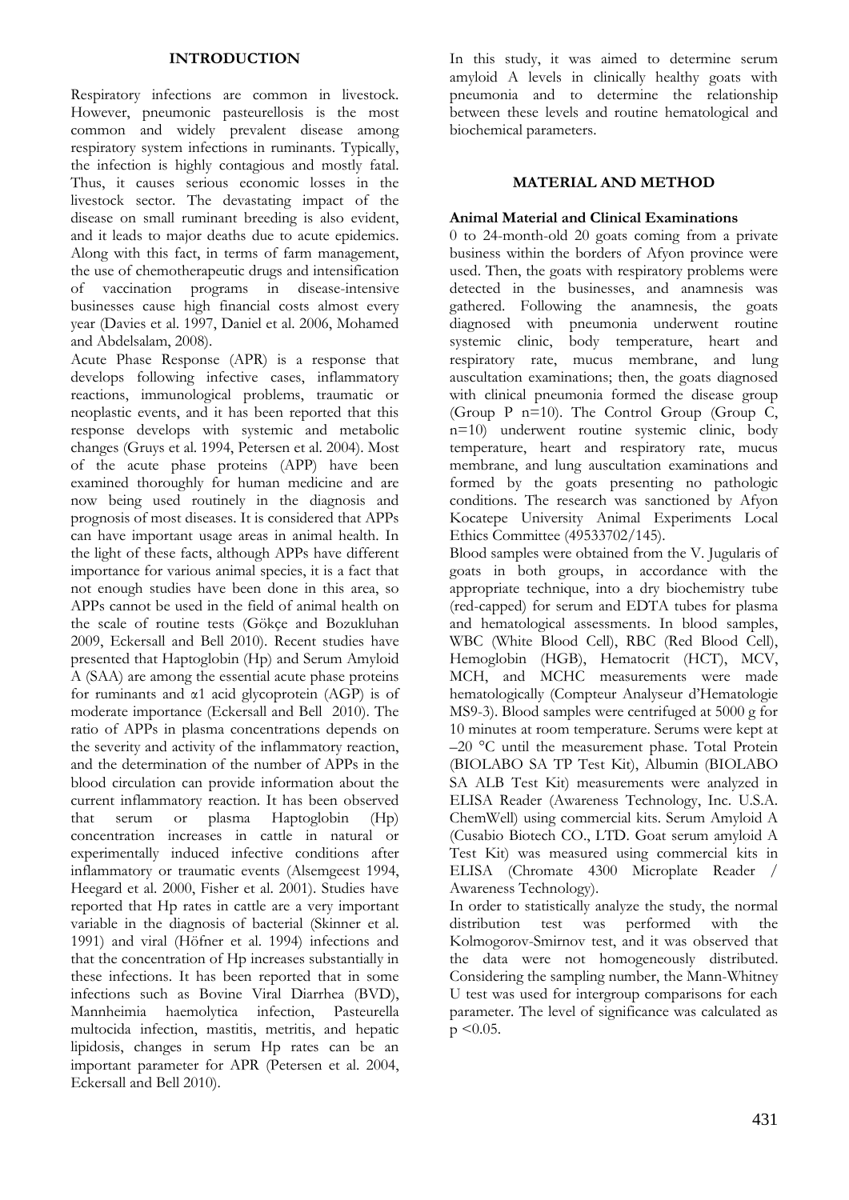## INTRODUCTION

Respiratory infections are common in livestock. However, pneumonic pasteurellosis is the most common and widely prevalent disease among respiratory system infections in ruminants. Typically, the infection is highly contagious and mostly fatal. Thus, it causes serious economic losses in the livestock sector. The devastating impact of the disease on small ruminant breeding is also evident, and it leads to major deaths due to acute epidemics. Along with this fact, in terms of farm management, the use of chemotherapeutic drugs and intensification of vaccination programs in disease-intensive businesses cause high financial costs almost every year (Davies et al. 1997, Daniel et al. 2006, Mohamed and Abdelsalam, 2008).

Acute Phase Response (APR) is a response that develops following infective cases, inflammatory reactions, immunological problems, traumatic or neoplastic events, and it has been reported that this response develops with systemic and metabolic changes (Gruys et al. 1994, Petersen et al. 2004). Most of the acute phase proteins (APP) have been examined thoroughly for human medicine and are now being used routinely in the diagnosis and prognosis of most diseases. It is considered that APPs can have important usage areas in animal health. In the light of these facts, although APPs have different importance for various animal species, it is a fact that not enough studies have been done in this area, so APPs cannot be used in the field of animal health on the scale of routine tests (Gökçe and Bozukluhan 2009, Eckersall and Bell 2010). Recent studies have presented that Haptoglobin (Hp) and Serum Amyloid A (SAA) are among the essential acute phase proteins for ruminants and α1 acid glycoprotein (AGP) is of moderate importance (Eckersall and Bell 2010). The ratio of APPs in plasma concentrations depends on the severity and activity of the inflammatory reaction, and the determination of the number of APPs in the blood circulation can provide information about the current inflammatory reaction. It has been observed that serum or plasma Haptoglobin (Hp) concentration increases in cattle in natural or experimentally induced infective conditions after inflammatory or traumatic events (Alsemgeest 1994, Heegard et al. 2000, Fisher et al. 2001). Studies have reported that Hp rates in cattle are a very important variable in the diagnosis of bacterial (Skinner et al. 1991) and viral (Höfner et al. 1994) infections and that the concentration of Hp increases substantially in these infections. It has been reported that in some infections such as Bovine Viral Diarrhea (BVD), Mannheimia haemolytica infection, Pasteurella multocida infection, mastitis, metritis, and hepatic lipidosis, changes in serum Hp rates can be an important parameter for APR (Petersen et al. 2004, Eckersall and Bell 2010).

In this study, it was aimed to determine serum amyloid A levels in clinically healthy goats with pneumonia and to determine the relationship between these levels and routine hematological and biochemical parameters.

## MATERIAL AND METHOD

### Animal Material and Clinical Examinations

0 to 24-month-old 20 goats coming from a private business within the borders of Afyon province were used. Then, the goats with respiratory problems were detected in the businesses, and anamnesis was gathered. Following the anamnesis, the goats diagnosed with pneumonia underwent routine systemic clinic, body temperature, heart and respiratory rate, mucus membrane, and lung auscultation examinations; then, the goats diagnosed with clinical pneumonia formed the disease group (Group P n=10). The Control Group (Group C, n=10) underwent routine systemic clinic, body temperature, heart and respiratory rate, mucus membrane, and lung auscultation examinations and formed by the goats presenting no pathologic conditions. The research was sanctioned by Afyon Kocatepe University Animal Experiments Local Ethics Committee (49533702/145).

Blood samples were obtained from the V. Jugularis of goats in both groups, in accordance with the appropriate technique, into a dry biochemistry tube (red-capped) for serum and EDTA tubes for plasma and hematological assessments. In blood samples, WBC (White Blood Cell), RBC (Red Blood Cell), Hemoglobin (HGB), Hematocrit (HCT), MCV, MCH, and MCHC measurements were made hematologically (Compteur Analyseur d'Hematologie MS9-3). Blood samples were centrifuged at 5000 g for 10 minutes at room temperature. Serums were kept at –20 °C until the measurement phase. Total Protein (BIOLABO SA TP Test Kit), Albumin (BIOLABO SA ALB Test Kit) measurements were analyzed in ELISA Reader (Awareness Technology, Inc. U.S.A. ChemWell) using commercial kits. Serum Amyloid A (Cusabio Biotech CO., LTD. Goat serum amyloid A Test Kit) was measured using commercial kits in ELISA (Chromate 4300 Microplate Reader / Awareness Technology).

In order to statistically analyze the study, the normal distribution test was performed with the Kolmogorov-Smirnov test, and it was observed that the data were not homogeneously distributed. Considering the sampling number, the Mann-Whitney U test was used for intergroup comparisons for each parameter. The level of significance was calculated as $p < 0.05$.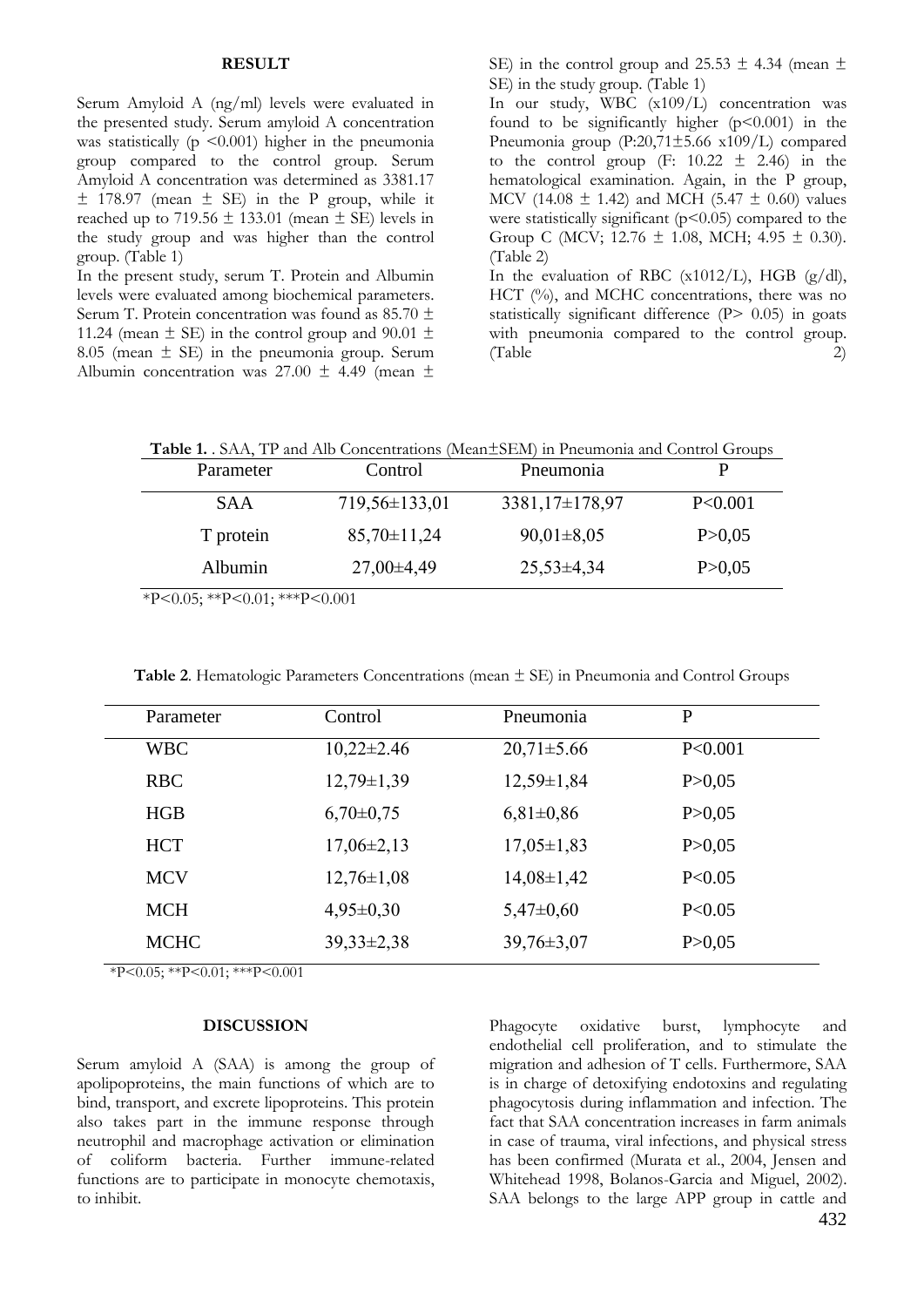## RESULT

Serum Amyloid A (ng/ml) levels were evaluated in the presented study. Serum amyloid A concentration was statistically ($p < 0.001$) higher in the pneumonia group compared to the control group. Serum Amyloid A concentration was determined as 3381.17 ± 178.97 (mean ± SE) in the P group, while it reached up to 719.56 ± 133.01 (mean ± SE) levels in the study group and was higher than the control group. (Table 1)

In the present study, serum T. Protein and Albumin levels were evaluated among biochemical parameters. Serum T. Protein concentration was found as 85.70 ± 11.24 (mean ± SE) in the control group and 90.01 ± 8.05 (mean ± SE) in the pneumonia group. Serum Albumin concentration was 27.00 ± 4.49 (mean ± SE) in the control group and 25.53 ± 4.34 (mean ± SE) in the study group. (Table 1)

In our study, WBC (x109/L) concentration was found to be significantly higher ($p < 0.001$) in the Pneumonia group (P:20,71±5.66 x109/L) compared to the control group (F: 10.22 ± 2.46) in the hematological examination. Again, in the P group, MCV (14.08 ± 1.42) and MCH (5.47 ± 0.60) values were statistically significant ($p < 0.05$) compared to the Group C (MCV; 12.76 ± 1.08, MCH; 4.95 ± 0.30). (Table 2)

In the evaluation of RBC (x1012/L), HGB (g/dl), HCT (%), and MCHC concentrations, there was no statistically significant difference ($P > 0.05$) in goats with pneumonia compared to the control group. (Table 2)

**Table 1.** . SAA, TP and Alb Concentrations (Mean±SEM) in Pneumonia and Control Groups

| Parameter | Control | Pneumonia | P |
|---|---|---|---|
| SAA | 719,56±133,01 | 3381,17±178,97 | P<0.001 |
| T protein | 85,70±11,24 | 90,01±8,05 | P>0,05 |
| Albumin | 27,00±4,49 | 25,53±4,34 | P>0,05 |

*P<0.05; **P<0.01; ***P<0.001

**Table 2**. Hematologic Parameters Concentrations (mean ± SE) in Pneumonia and Control Groups

| Parameter | Control | Pneumonia | P |
|---|---|---|---|
| WBC | 10,22±2.46 | 20,71±5.66 | P<0.001 |
| RBC | 12,79±1,39 | 12,59±1,84 | P>0,05 |
| HGB | 6,70±0,75 | 6,81±0,86 | P>0,05 |
| HCT | 17,06±2,13 | 17,05±1,83 | P>0,05 |
| MCV | 12,76±1,08 | 14,08±1,42 | P<0.05 |
| MCH | 4,95±0,30 | 5,47±0,60 | P<0.05 |
| MCHC | 39,33±2,38 | 39,76±3,07 | P>0,05 |

*P<0.05; **P<0.01; ***P<0.001

## DISCUSSION

Serum amyloid A (SAA) is among the group of apolipoproteins, the main functions of which are to bind, transport, and excrete lipoproteins. This protein also takes part in the immune response through neutrophil and macrophage activation or elimination of coliform bacteria. Further immune-related functions are to participate in monocyte chemotaxis, to inhibit. Phagocyte oxidative burst, lymphocyte and endothelial cell proliferation, and to stimulate the migration and adhesion of T cells. Furthermore, SAA is in charge of detoxifying endotoxins and regulating phagocytosis during inflammation and infection. The fact that SAA concentration increases in farm animals in case of trauma, viral infections, and physical stress has been confirmed (Murata et al., 2004, Jensen and Whitehead 1998, Bolanos-Garcia and Miguel, 2002). SAA belongs to the large APP group in cattle and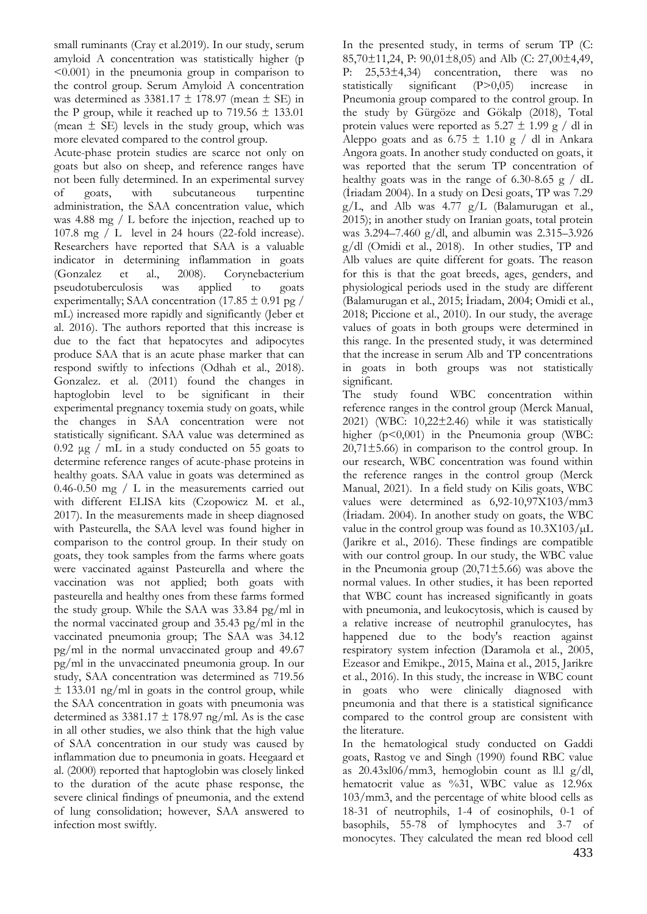small ruminants (Cray et al.2019). In our study, serum amyloid A concentration was statistically higher ($p < 0.001$) in the pneumonia group in comparison to the control group. Serum Amyloid A concentration was determined as 3381.17 ± 178.97 (mean ± SE) in the P group, while it reached up to 719.56 ± 133.01 (mean ± SE) levels in the study group, which was more elevated compared to the control group.

Acute-phase protein studies are scarce not only on goats but also on sheep, and reference ranges have not been fully determined. In an experimental survey of goats, with subcutaneous turpentine administration, the SAA concentration value, which was 4.88 mg / L before the injection, reached up to 107.8 mg / L level in 24 hours (22-fold increase). Researchers have reported that SAA is a valuable indicator in determining inflammation in goats (Gonzalez et al., 2008). Corynebacterium pseudotuberculosis was applied to goats experimentally; SAA concentration (17.85 ± 0.91 pg / mL) increased more rapidly and significantly (Jeber et al. 2016). The authors reported that this increase is due to the fact that hepatocytes and adipocytes produce SAA that is an acute phase marker that can respond swiftly to infections (Odhah et al., 2018). Gonzalez. et al. (2011) found the changes in haptoglobin level to be significant in their experimental pregnancy toxemia study on goats, while the changes in SAA concentration were not statistically significant. SAA value was determined as 0.92 μg / mL in a study conducted on 55 goats to determine reference ranges of acute-phase proteins in healthy goats. SAA value in goats was determined as 0.46-0.50 mg / L in the measurements carried out with different ELISA kits (Czopowicz M. et al., 2017). In the measurements made in sheep diagnosed with Pasteurella, the SAA level was found higher in comparison to the control group. In their study on goats, they took samples from the farms where goats were vaccinated against Pasteurella and where the vaccination was not applied; both goats with pasteurella and healthy ones from these farms formed the study group. While the SAA was 33.84 pg/ml in the normal vaccinated group and 35.43 pg/ml in the vaccinated pneumonia group; The SAA was 34.12 pg/ml in the normal unvaccinated group and 49.67 pg/ml in the unvaccinated pneumonia group. In our study, SAA concentration was determined as 719.56 ± 133.01 ng/ml in goats in the control group, while the SAA concentration in goats with pneumonia was determined as 3381.17 ± 178.97 ng/ml. As is the case in all other studies, we also think that the high value of SAA concentration in our study was caused by inflammation due to pneumonia in goats. Heegaard et al. (2000) reported that haptoglobin was closely linked to the duration of the acute phase response, the severe clinical findings of pneumonia, and the extend of lung consolidation; however, SAA answered to infection most swiftly.

In the presented study, in terms of serum TP (C: 85,70±11,24, P: 90,01±8,05) and Alb (C: 27,00±4,49, P: 25,53±4,34) concentration, there was no statistically significant ($P>0,05$) increase in Pneumonia group compared to the control group. In the study by Gürgöze and Gökalp (2018), Total protein values were reported as 5.27 ± 1.99 g / dl in Aleppo goats and as 6.75 ± 1.10 g / dl in Ankara Angora goats. In another study conducted on goats, it was reported that the serum TP concentration of healthy goats was in the range of 6.30-8.65 g / dL (İriadam 2004). In a study on Desi goats, TP was 7.29 g/L, and Alb was 4.77 g/L (Balamurugan et al., 2015); in another study on Iranian goats, total protein was 3.294–7.460 g/dl, and albumin was 2.315–3.926 g/dl (Omidi et al., 2018). In other studies, TP and Alb values are quite different for goats. The reason for this is that the goat breeds, ages, genders, and physiological periods used in the study are different (Balamurugan et al., 2015; İriadam, 2004; Omidi et al., 2018; Piccione et al., 2010). In our study, the average values of goats in both groups were determined in this range. In the presented study, it was determined that the increase in serum Alb and TP concentrations in goats in both groups was not statistically significant.

The study found WBC concentration within reference ranges in the control group (Merck Manual, 2021) (WBC: 10,22±2.46) while it was statistically higher ($p<0,001$) in the Pneumonia group (WBC: 20,71±5.66) in comparison to the control group. In our research, WBC concentration was found within the reference ranges in the control group (Merck Manual, 2021). In a field study on Kilis goats, WBC values were determined as 6,92-10,97X103/mm3 (İriadam. 2004). In another study on goats, the WBC value in the control group was found as 10.3X103/μL (Jarikre et al., 2016). These findings are compatible with our control group. In our study, the WBC value in the Pneumonia group (20,71±5.66) was above the normal values. In other studies, it has been reported that WBC count has increased significantly in goats with pneumonia, and leukocytosis, which is caused by a relative increase of neutrophil granulocytes, has happened due to the body's reaction against respiratory system infection (Daramola et al., 2005, Ezeasor and Emikpe., 2015, Maina et al., 2015, Jarikre et al., 2016). In this study, the increase in WBC count in goats who were clinically diagnosed with pneumonia and that there is a statistical significance compared to the control group are consistent with the literature.

In the hematological study conducted on Gaddi goats, Rastog ve and Singh (1990) found RBC value as 20.43xl06/mm3, hemoglobin count as ll.l g/dl, hematocrit value as %31, WBC value as 12.96x 103/mm3, and the percentage of white blood cells as 18-31 of neutrophils, 1-4 of eosinophils, 0-1 of basophils, 55-78 of lymphocytes and 3-7 of monocytes. They calculated the mean red blood cell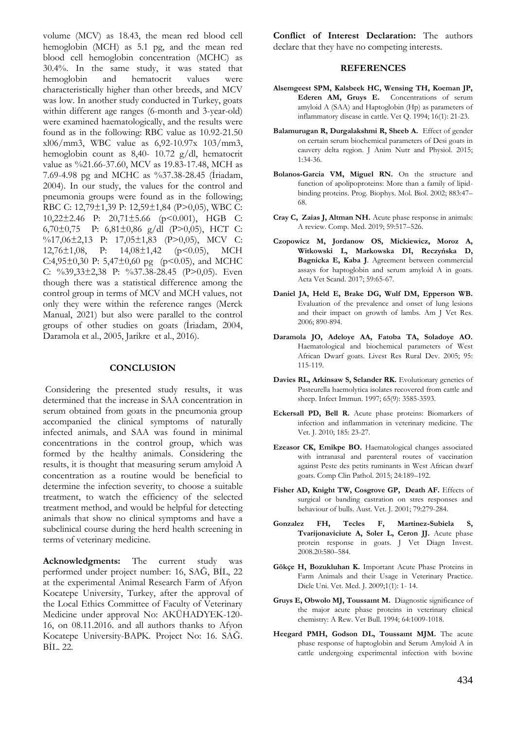volume (MCV) as 18.43, the mean red blood cell hemoglobin (MCH) as 5.1 pg, and the mean red blood cell hemoglobin concentration (MCHC) as 30.4%. In the same study, it was stated that hemoglobin and hematocrit values were characteristically higher than other breeds, and MCV was low. In another study conducted in Turkey, goats within different age ranges (6-month and 3-year-old) were examined haematologically, and the results were found as in the following: RBC value as 10.92-21.50 xl06/mm3, WBC value as 6,92-10.97x 103/mm3, hemoglobin count as 8,40- 10.72 g/dl, hematocrit value as %21.66-37.60, MCV as 19.83-17.48, MCH as 7.69-4.98 pg and MCHC as %37.38-28.45 (İriadam, 2004). In our study, the values for the control and pneumonia groups were found as in the following; RBC C: 12,79±1,39 P: 12,59±1,84 (P>0,05), WBC C: 10,22±2.46 P: 20,71±5.66 (p<0.001), HGB C: 6,70±0,75 P: 6,81±0,86 g/dl (P>0,05), HCT C: %17,06±2,13 P: 17,05±1,83 (P>0,05), MCV C: 12,76±1,08, P: 14,08±1,42 (p<0.05), MCH C:4,95±0,30 P: 5,47±0,60 pg (p<0.05), and MCHC C: %39,33±2,38 P: %37.38-28.45 (P>0,05). Even though there was a statistical difference among the control group in terms of MCV and MCH values, not only they were within the reference ranges (Merck Manual, 2021) but also were parallel to the control groups of other studies on goats (İriadam, 2004, Daramola et al., 2005, Jarikre et al., 2016).

## CONCLUSION

Considering the presented study results, it was determined that the increase in SAA concentration in serum obtained from goats in the pneumonia group accompanied the clinical symptoms of naturally infected animals, and SAA was found in minimal concentrations in the control group, which was formed by the healthy animals. Considering the results, it is thought that measuring serum amyloid A concentration as a routine would be beneficial to determine the infection severity, to choose a suitable treatment, to watch the efficiency of the selected treatment method, and would be helpful for detecting animals that show no clinical symptoms and have a subclinical course during the herd health screening in terms of veterinary medicine.

**Acknowledgments:** The current study was performed under project number: 16, SAĞ, BİL, 22 at the experimental Animal Research Farm of Afyon Kocatepe University, Turkey, after the approval of the Local Ethics Committee of Faculty of Veterinary Medicine under approval No: AKÜHADYEK-120-16, on 08.11.2016. and all authors thanks to Afyon Kocatepe University-BAPK. Project No: 16. SAĞ. BİL. 22.

**Conflict of Interest Declaration:** The authors declare that they have no competing interests.

## REFERENCES

**Alsemgeest SPM, Kalsbeek HC, Wensing TH, Koeman JP, Ederen AM, Gruys E.** Concentrations of serum amyloid A (SAA) and Haptoglobin (Hp) as parameters of inflammatory disease in cattle. Vet Q. 1994; 16(1): 21-23.

**Balamurugan R, Durgalakshmi R, Sheeb A.** Effect of gender on certain serum biochemical parameters of Desi goats in cauvery delta region. J Anim Nutr and Physiol. 2015; 1:34-36.

**Bolanos-Garcia VM, Miguel RN.** On the structure and function of apolipoproteins: More than a family of lipid-binding proteins. Prog. Biophys. Mol. Biol. 2002; 883:47–68.

**Cray C, Zaias J, Altman NH.** Acute phase response in animals: A review. Comp. Med. 2019; 59:517–526.

**Czopowicz M, Jordanow OS, Mickiewicz, Moroz A, Witkowski L, Markowska DI, Reczyńska D, Bagnicka E, Kaba J**. Agreement between commercial assays for haptoglobin and serum amyloid A in goats. Acta Vet Scand. 2017; 59:65-67.

**Daniel JA, Held E, Brake DG, Wulf DM, Epperson WB.** Evaluation of the prevalence and onset of lung lesions and their impact on growth of lambs. Am J Vet Res. 2006; 890-894.

**Daramola JO, Adeloye AA, Fatoba TA, Soladoye AO.** Haematological and biochemical parameters of West African Dwarf goats. Livest Res Rural Dev. 2005; 95: 115-119.

**Davies RL, Arkinsaw S, Selander RK.** Evolutionary genetics of Pasteurella haemolytica isolates recovered from cattle and sheep. Infect Immun. 1997; 65(9): 3585-3593.

**Eckersall PD, Bell R.** Acute phase proteins: Biomarkers of infection and inflammation in veterinary medicine. The Vet. J. 2010; 185: 23-27.

**Ezeasor CK, Emikpe BO.** Haematological changes associated with intranasal and parenteral routes of vaccination against Peste des petits ruminants in West African dwarf goats. Comp Clin Pathol. 2015; 24:189–192.

**Fisher AD, Knight TW, Cosgrove GP, Death AF.** Effects of surgical or banding castration on stres responses and behaviour of bulls. Aust. Vet. J. 2001; 79:279-284.

**Gonzalez FH, Tecles F, Martinez-Subiela S, Tvarijonaviciute A, Soler L, Ceron JJ.** Acute phase protein response in goats. J Vet Diagn Invest. 2008.20:580–584.

**Gökçe H, Bozukluhan K.** Important Acute Phase Proteins in Farm Animals and their Usage in Veterinary Practice. Dicle Uni. Vet. Med. J. 2009;1(1): 1- 14.

**Gruys E, Obwolo MJ, Toussaınt M.** Diagnostic significance of the major acute phase proteins in veterinary clinical chemistry: A Rew. Vet Bull. 1994; 64:1009-1018.

**Heegard PMH, Godson DL, Toussaınt MJM.** The acute phase response of haptoglobin and Serum Amyloid A in cattle undergoing experimental infection with bovine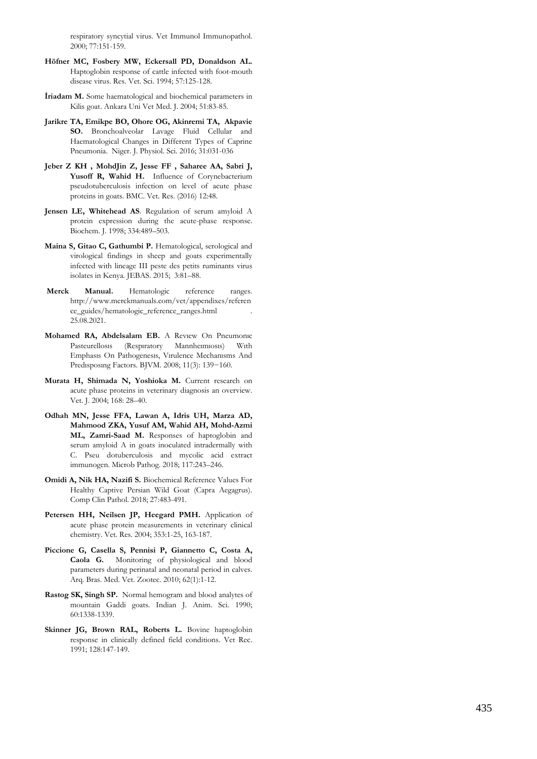respiratory syncytial virus. Vet Immunol Immunopathol. 2000; 77:151-159.

**Höfner MC, Fosbery MW, Eckersall PD, Donaldson AL.** Haptoglobin response of cattle infected with foot-mouth disease virus. Res. Vet. Sci. 1994; 57:125-128.

**İriadam M.** Some haematological and biochemical parameters in Kilis goat. Ankara Uni Vet Med. J. 2004; 51:83-85.

**Jarikre TA, Emikpe BO, Ohore OG, Akinremi TA, Akpavie SO.** Bronchoalveolar Lavage Fluid Cellular and Haematological Changes in Different Types of Caprine Pneumonia. Niger. J. Physiol. Sci. 2016; 31:031-036

**Jeber Z KH , MohdJin Z, Jesse FF , Saharee AA, Sabri J, Yusoff R, Wahid H.** Influence of Corynebacterium pseudotuberculosis infection on level of acute phase proteins in goats. BMC. Vet. Res. (2016) 12:48.

**Jensen LE, Whitehead AS**. Regulation of serum amyloid A protein expression during the acute-phase response. Biochem. J. 1998; 334:489–503.

**Maina S, Gitao C, Gathumbi P.** Hematological, serological and virological findings in sheep and goats experimentally infected with lineage III peste des petits ruminants virus isolates in Kenya. JEBAS. 2015; 3:81–88.

**Merck Manual.** Hematologic reference ranges. http://www.merckmanuals.com/vet/appendixes/reference_guides/hematologic_reference_ranges.html . 25.08.2021.

**Mohamed RA, Abdelsalam EB.** A Revıew On Pneumonıc Pasteurellosıs (Respıratory Mannheımıosıs) Wıth Emphasıs On Pathogenesıs, Vırulence Mechanısms And Predısposıng Factors. BJVM. 2008; 11(3): 139−160.

**Murata H, Shimada N, Yoshioka M.** Current research on acute phase proteins in veterinary diagnosis an overview. Vet. J. 2004; 168: 28–40.

**Odhah MN, Jesse FFA, Lawan A, Idris UH, Marza AD, Mahmood ZKA, Yusuf AM, Wahid AH, Mohd-Azmi ML, Zamri-Saad M.** Responses of haptoglobin and serum amyloid A in goats inoculated intradermally with C. Pseu dotuberculosis and mycolic acid extract immunogen. Microb Pathog. 2018; 117:243–246.

**Omidi A, Nik HA, Nazifi S.** Biochemical Reference Values For Healthy Captive Persian Wild Goat (Capra Aegagrus). Comp Clin Pathol. 2018; 27:483-491.

**Petersen HH, Neilsen JP, Heegard PMH.** Application of acute phase protein measurements in veterinary clinical chemistry. Vet. Res. 2004; 353:1-25, 163-187.

**Piccione G, Casella S, Pennisi P, Giannetto C, Costa A, Caola G.** Monitoring of physiological and blood parameters during perinatal and neonatal period in calves. Arq. Bras. Med. Vet. Zootec. 2010; 62(1):1-12.

**Rastog SK, Singh SP.** Normal hemogram and blood analytes of mountain Gaddi goats. Indian J. Anim. Sci. 1990; 60:1338-1339.

**Skinner JG, Brown RAL, Roberts L.** Bovine haptoglobin response in clinically defined field conditions. Vet Rec. 1991; 128:147-149.